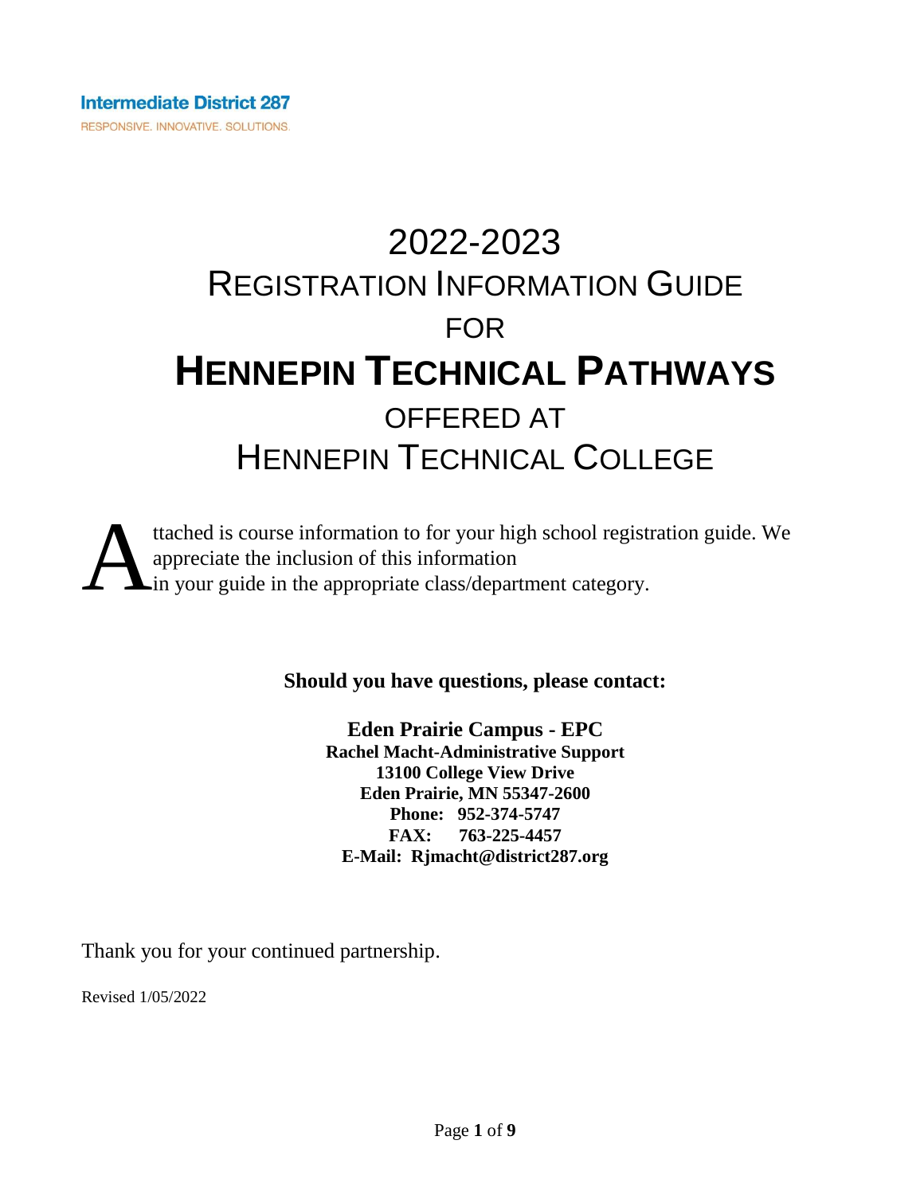**Intermediate District 287**
RESPONSIVE. INNOVATIVE. SOLUTIONS.

# 2022-2023
# REGISTRATION INFORMATION GUIDE
# FOR
# HENNEPIN TECHNICAL PATHWAYS
# OFFERED AT
# HENNEPIN TECHNICAL COLLEGE

Attached is course information to for your high school registration guide. We appreciate the inclusion of this information in your guide in the appropriate class/department category.

**Should you have questions, please contact:**

**Eden Prairie Campus - EPC**
**Rachel Macht-Administrative Support**
**13100 College View Drive**
**Eden Prairie, MN 55347-2600**
**Phone: 952-374-5747**
**FAX: 763-225-4457**
**E-Mail: Rjmacht@district287.org**

Thank you for your continued partnership.

Revised 1/05/2022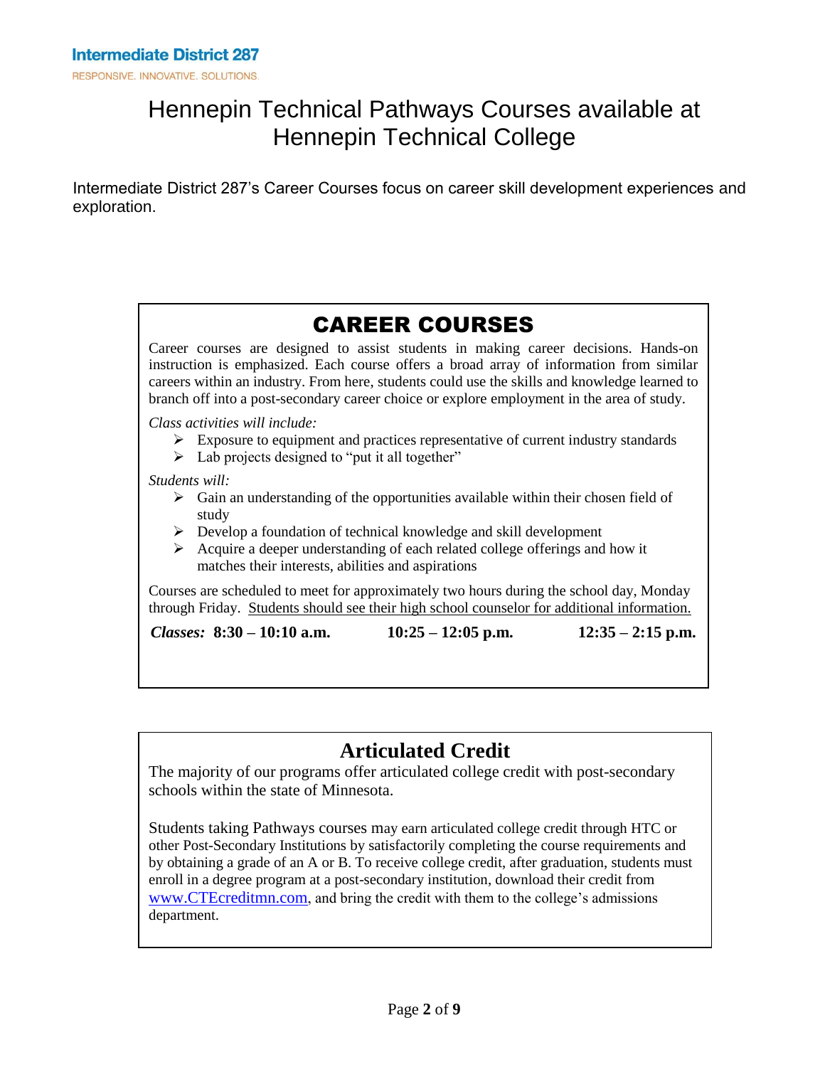Intermediate District 287

RESPONSIVE. INNOVATIVE. SOLUTIONS.

# Hennepin Technical Pathways Courses available at Hennepin Technical College

Intermediate District 287's Career Courses focus on career skill development experiences and exploration.

## CAREER COURSES

Career courses are designed to assist students in making career decisions. Hands-on instruction is emphasized. Each course offers a broad array of information from similar careers within an industry. From here, students could use the skills and knowledge learned to branch off into a post-secondary career choice or explore employment in the area of study.

*Class activities will include:*

- Exposure to equipment and practices representative of current industry standards
- Lab projects designed to "put it all together"

*Students will:*

- Gain an understanding of the opportunities available within their chosen field of study
- Develop a foundation of technical knowledge and skill development
- Acquire a deeper understanding of each related college offerings and how it matches their interests, abilities and aspirations

Courses are scheduled to meet for approximately two hours during the school day, Monday through Friday. Students should see their high school counselor for additional information.

***Classes:*** **8:30 – 10:10 a.m.** **10:25 – 12:05 p.m.** **12:35 – 2:15 p.m.**

## Articulated Credit

The majority of our programs offer articulated college credit with post-secondary schools within the state of Minnesota.

Students taking Pathways courses may earn articulated college credit through HTC or other Post-Secondary Institutions by satisfactorily completing the course requirements and by obtaining a grade of an A or B. To receive college credit, after graduation, students must enroll in a degree program at a post-secondary institution, download their credit from www.CTEcreditmn.com, and bring the credit with them to the college's admissions department.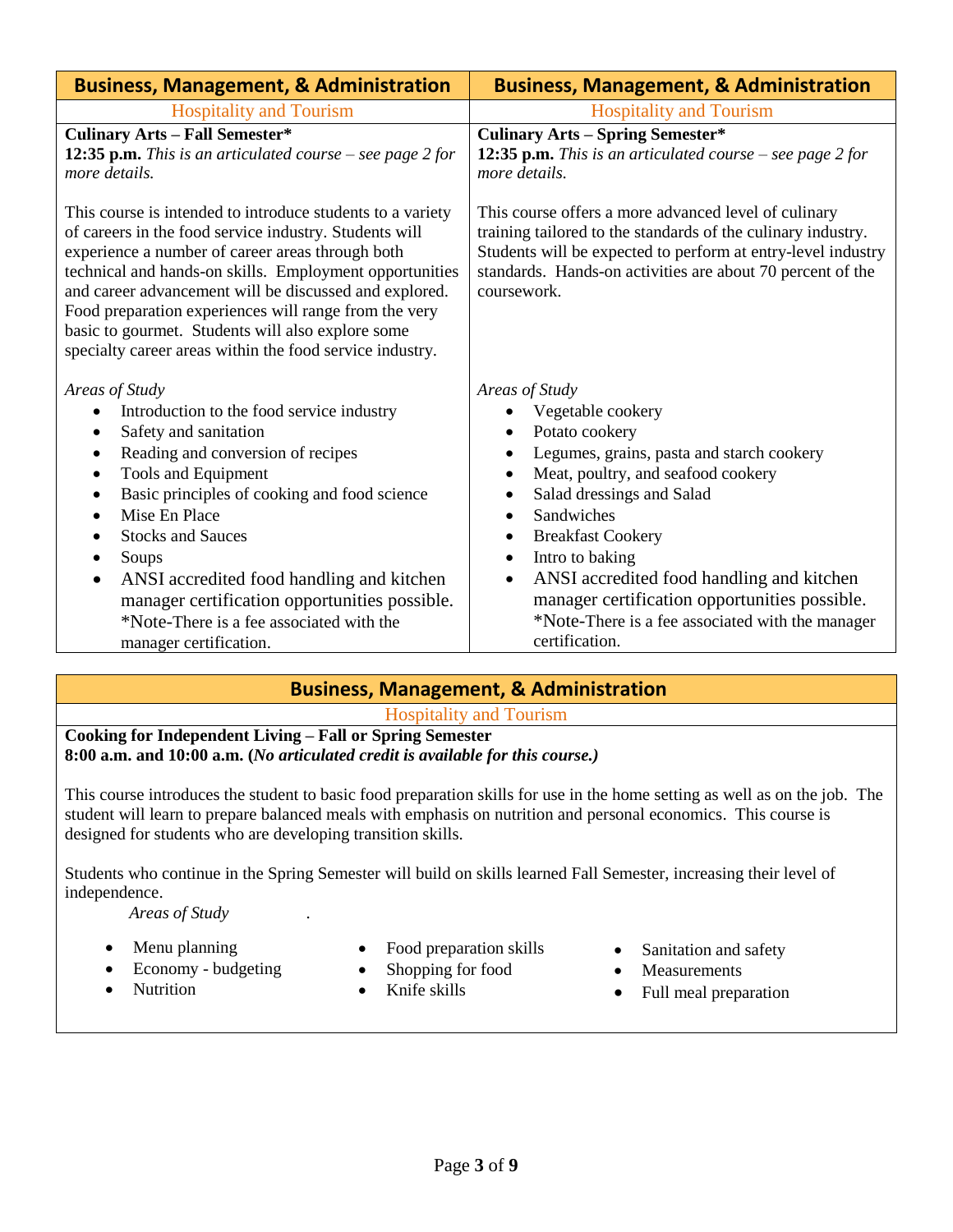## Business, Management, & Administration

### Hospitality and Tourism

**Culinary Arts – Fall Semester***
**12:35 p.m.** *This is an articulated course – see page 2 for more details.*

This course is intended to introduce students to a variety of careers in the food service industry. Students will experience a number of career areas through both technical and hands-on skills. Employment opportunities and career advancement will be discussed and explored. Food preparation experiences will range from the very basic to gourmet. Students will also explore some specialty career areas within the food service industry.

*Areas of Study*

- Introduction to the food service industry
- Safety and sanitation
- Reading and conversion of recipes
- Tools and Equipment
- Basic principles of cooking and food science
- Mise En Place
- Stocks and Sauces
- Soups
- ANSI accredited food handling and kitchen manager certification opportunities possible. *Note-There is a fee associated with the manager certification.

## Business, Management, & Administration

### Hospitality and Tourism

**Culinary Arts – Spring Semester***
**12:35 p.m.** *This is an articulated course – see page 2 for more details.*

This course offers a more advanced level of culinary training tailored to the standards of the culinary industry. Students will be expected to perform at entry-level industry standards. Hands-on activities are about 70 percent of the coursework.

*Areas of Study*

- Vegetable cookery
- Potato cookery
- Legumes, grains, pasta and starch cookery
- Meat, poultry, and seafood cookery
- Salad dressings and Salad
- Sandwiches
- Breakfast Cookery
- Intro to baking
- ANSI accredited food handling and kitchen manager certification opportunities possible. *Note-There is a fee associated with the manager certification.

## Business, Management, & Administration

### Hospitality and Tourism

**Cooking for Independent Living – Fall or Spring Semester**
**8:00 a.m. and 10:00 a.m. (*No articulated credit is available for this course.*)**

This course introduces the student to basic food preparation skills for use in the home setting as well as on the job. The student will learn to prepare balanced meals with emphasis on nutrition and personal economics. This course is designed for students who are developing transition skills.

Students who continue in the Spring Semester will build on skills learned Fall Semester, increasing their level of independence.

*Areas of Study*

- Menu planning
- Economy - budgeting
- Nutrition
- Food preparation skills
- Shopping for food
- Knife skills
- Sanitation and safety
- Measurements
- Full meal preparation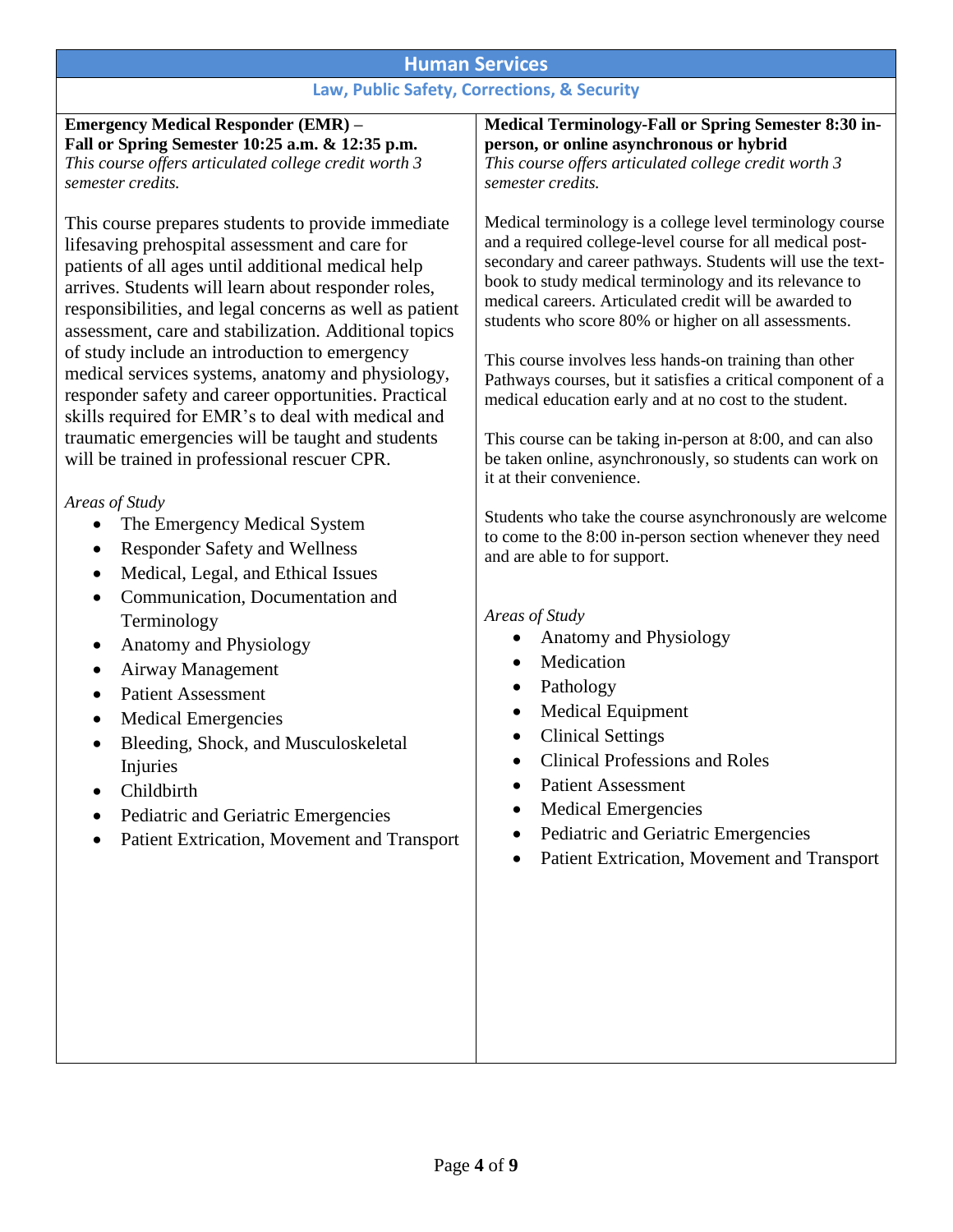# Human Services

## Law, Public Safety, Corrections, & Security

**Emergency Medical Responder (EMR) – Fall or Spring Semester 10:25 a.m. & 12:35 p.m.**
*This course offers articulated college credit worth 3 semester credits.*

This course prepares students to provide immediate lifesaving prehospital assessment and care for patients of all ages until additional medical help arrives. Students will learn about responder roles, responsibilities, and legal concerns as well as patient assessment, care and stabilization. Additional topics of study include an introduction to emergency medical services systems, anatomy and physiology, responder safety and career opportunities. Practical skills required for EMR's to deal with medical and traumatic emergencies will be taught and students will be trained in professional rescuer CPR.

*Areas of Study*

- The Emergency Medical System
- Responder Safety and Wellness
- Medical, Legal, and Ethical Issues
- Communication, Documentation and Terminology
- Anatomy and Physiology
- Airway Management
- Patient Assessment
- Medical Emergencies
- Bleeding, Shock, and Musculoskeletal Injuries
- Childbirth
- Pediatric and Geriatric Emergencies
- Patient Extrication, Movement and Transport

**Medical Terminology-Fall or Spring Semester 8:30 in-person, or online asynchronous or hybrid**
*This course offers articulated college credit worth 3 semester credits.*

Medical terminology is a college level terminology course and a required college-level course for all medical post-secondary and career pathways. Students will use the text-book to study medical terminology and its relevance to medical careers. Articulated credit will be awarded to students who score 80% or higher on all assessments.

This course involves less hands-on training than other Pathways courses, but it satisfies a critical component of a medical education early and at no cost to the student.

This course can be taking in-person at 8:00, and can also be taken online, asynchronously, so students can work on it at their convenience.

Students who take the course asynchronously are welcome to come to the 8:00 in-person section whenever they need and are able to for support.

*Areas of Study*

- Anatomy and Physiology
- Medication
- Pathology
- Medical Equipment
- Clinical Settings
- Clinical Professions and Roles
- Patient Assessment
- Medical Emergencies
- Pediatric and Geriatric Emergencies
- Patient Extrication, Movement and Transport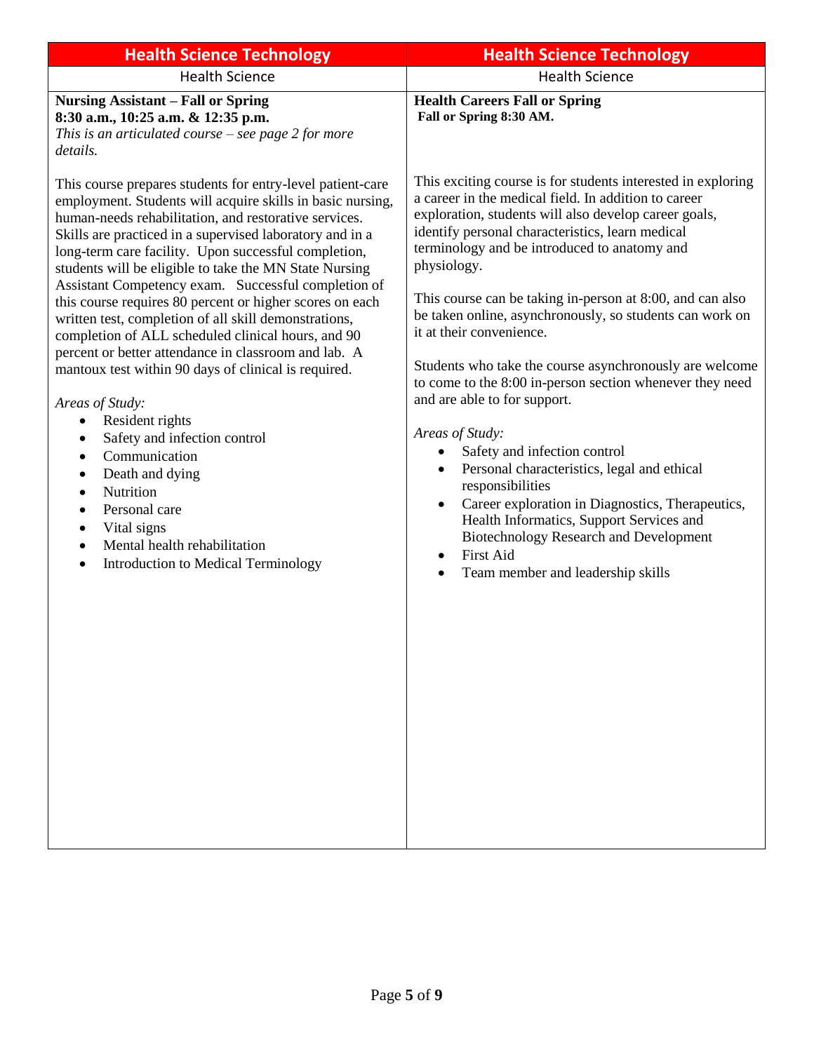## Health Science Technology

Health Science

**Nursing Assistant – Fall or Spring**
**8:30 a.m., 10:25 a.m. & 12:35 p.m.**
*This is an articulated course – see page 2 for more details.*

This course prepares students for entry-level patient-care employment. Students will acquire skills in basic nursing, human-needs rehabilitation, and restorative services. Skills are practiced in a supervised laboratory and in a long-term care facility. Upon successful completion, students will be eligible to take the MN State Nursing Assistant Competency exam. Successful completion of this course requires 80 percent or higher scores on each written test, completion of all skill demonstrations, completion of ALL scheduled clinical hours, and 90 percent or better attendance in classroom and lab. A mantoux test within 90 days of clinical is required.

*Areas of Study:*

- Resident rights
- Safety and infection control
- Communication
- Death and dying
- Nutrition
- Personal care
- Vital signs
- Mental health rehabilitation
- Introduction to Medical Terminology

## Health Science Technology

Health Science

**Health Careers Fall or Spring**
**Fall or Spring 8:30 AM.**

This exciting course is for students interested in exploring a career in the medical field. In addition to career exploration, students will also develop career goals, identify personal characteristics, learn medical terminology and be introduced to anatomy and physiology.

This course can be taking in-person at 8:00, and can also be taken online, asynchronously, so students can work on it at their convenience.

Students who take the course asynchronously are welcome to come to the 8:00 in-person section whenever they need and are able to for support.

*Areas of Study:*

- Safety and infection control
- Personal characteristics, legal and ethical responsibilities
- Career exploration in Diagnostics, Therapeutics, Health Informatics, Support Services and Biotechnology Research and Development
- First Aid
- Team member and leadership skills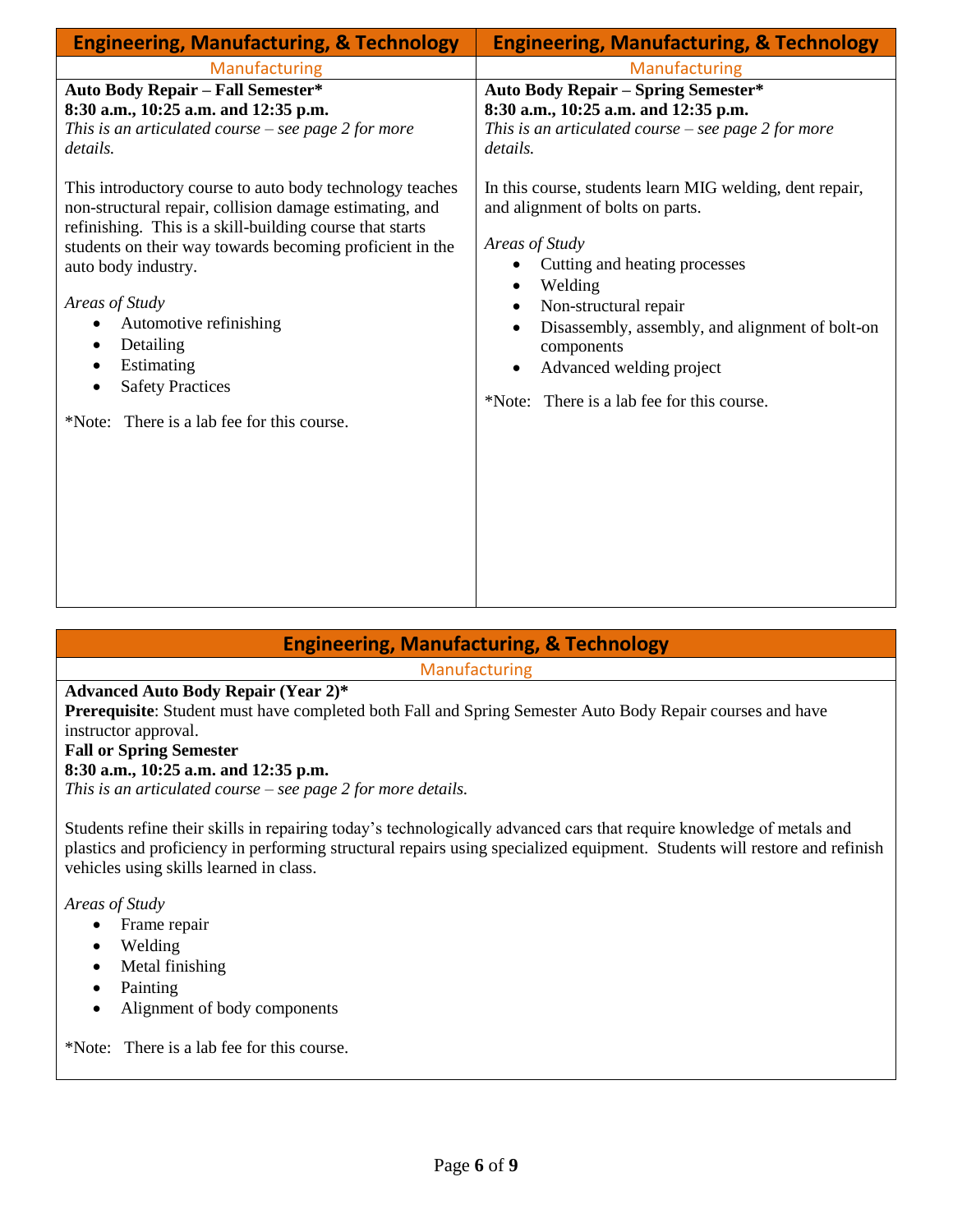## Engineering, Manufacturing, & Technology

### Manufacturing

**Auto Body Repair – Fall Semester***
**8:30 a.m., 10:25 a.m. and 12:35 p.m.**
*This is an articulated course – see page 2 for more details.*

This introductory course to auto body technology teaches non-structural repair, collision damage estimating, and refinishing. This is a skill-building course that starts students on their way towards becoming proficient in the auto body industry.

*Areas of Study*

- Automotive refinishing
- Detailing
- Estimating
- Safety Practices

*Note: There is a lab fee for this course.

## Engineering, Manufacturing, & Technology

### Manufacturing

**Auto Body Repair – Spring Semester***
**8:30 a.m., 10:25 a.m. and 12:35 p.m.**
*This is an articulated course – see page 2 for more details.*

In this course, students learn MIG welding, dent repair, and alignment of bolts on parts.

*Areas of Study*

- Cutting and heating processes
- Welding
- Non-structural repair
- Disassembly, assembly, and alignment of bolt-on components
- Advanced welding project

*Note: There is a lab fee for this course.

## Engineering, Manufacturing, & Technology

### Manufacturing

**Advanced Auto Body Repair (Year 2)***
**Prerequisite**: Student must have completed both Fall and Spring Semester Auto Body Repair courses and have instructor approval.
**Fall or Spring Semester**
**8:30 a.m., 10:25 a.m. and 12:35 p.m.**
*This is an articulated course – see page 2 for more details.*

Students refine their skills in repairing today's technologically advanced cars that require knowledge of metals and plastics and proficiency in performing structural repairs using specialized equipment. Students will restore and refinish vehicles using skills learned in class.

*Areas of Study*

- Frame repair
- Welding
- Metal finishing
- Painting
- Alignment of body components

*Note: There is a lab fee for this course.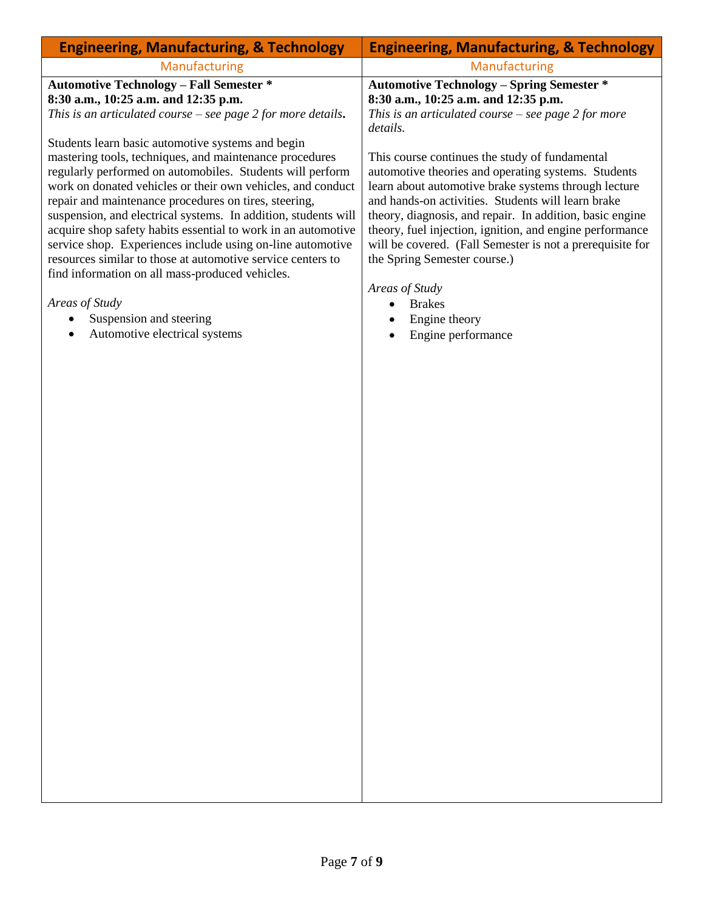## Engineering, Manufacturing, & Technology

### Manufacturing

**Automotive Technology – Fall Semester *
8:30 a.m., 10:25 a.m. and 12:35 p.m.**
*This is an articulated course – see page 2 for more details***.**

Students learn basic automotive systems and begin mastering tools, techniques, and maintenance procedures regularly performed on automobiles. Students will perform work on donated vehicles or their own vehicles, and conduct repair and maintenance procedures on tires, steering, suspension, and electrical systems. In addition, students will acquire shop safety habits essential to work in an automotive service shop. Experiences include using on-line automotive resources similar to those at automotive service centers to find information on all mass-produced vehicles.

*Areas of Study*

- Suspension and steering
- Automotive electrical systems

## Engineering, Manufacturing, & Technology

### Manufacturing

**Automotive Technology – Spring Semester *
8:30 a.m., 10:25 a.m. and 12:35 p.m.**
*This is an articulated course – see page 2 for more details.*

This course continues the study of fundamental automotive theories and operating systems. Students learn about automotive brake systems through lecture and hands-on activities. Students will learn brake theory, diagnosis, and repair. In addition, basic engine theory, fuel injection, ignition, and engine performance will be covered. (Fall Semester is not a prerequisite for the Spring Semester course.)

*Areas of Study*

- Brakes
- Engine theory
- Engine performance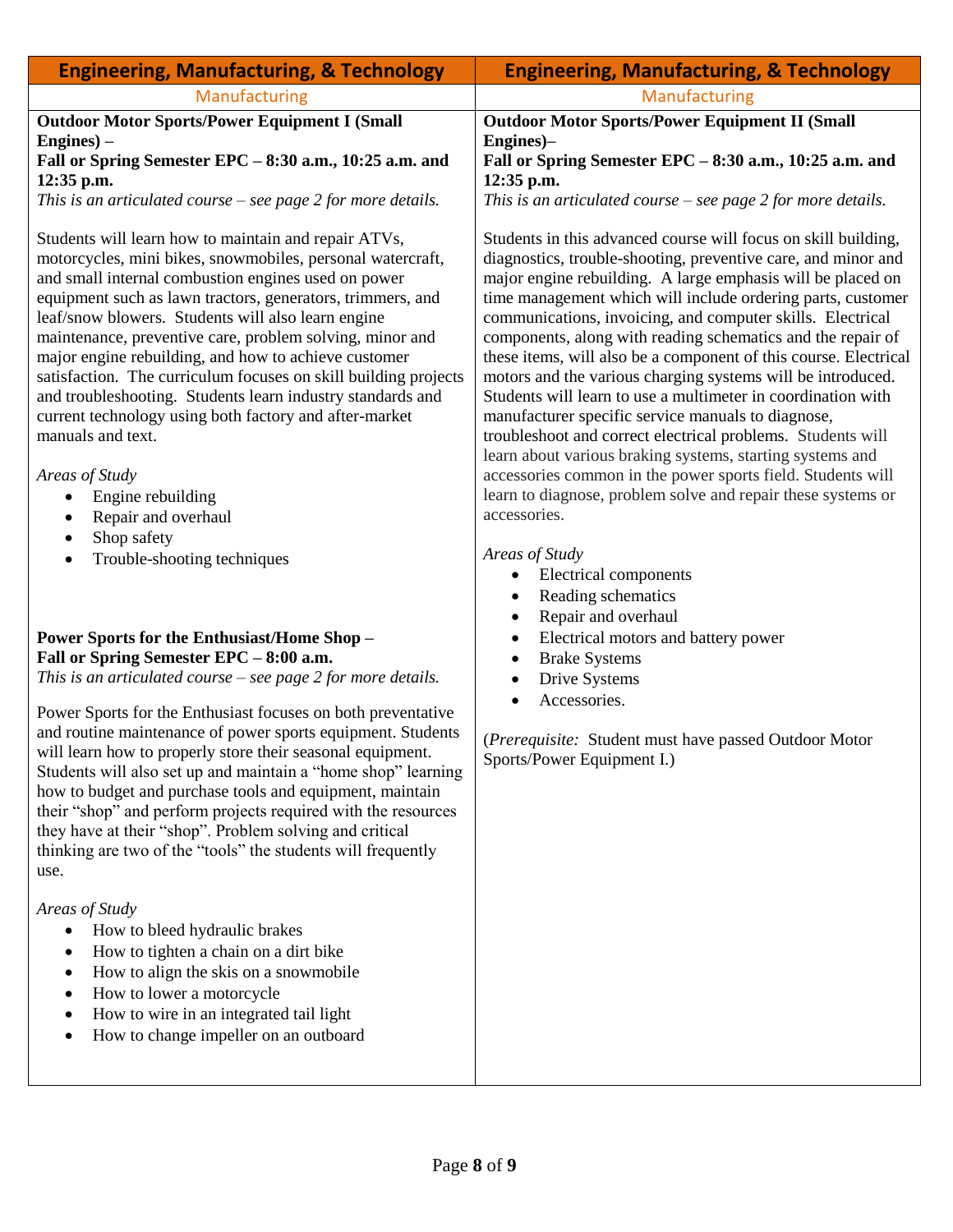## Engineering, Manufacturing, & Technology

### Manufacturing

**Outdoor Motor Sports/Power Equipment I (Small Engines) –**
**Fall or Spring Semester EPC – 8:30 a.m., 10:25 a.m. and 12:35 p.m.**
*This is an articulated course – see page 2 for more details.*

Students will learn how to maintain and repair ATVs, motorcycles, mini bikes, snowmobiles, personal watercraft, and small internal combustion engines used on power equipment such as lawn tractors, generators, trimmers, and leaf/snow blowers. Students will also learn engine maintenance, preventive care, problem solving, minor and major engine rebuilding, and how to achieve customer satisfaction. The curriculum focuses on skill building projects and troubleshooting. Students learn industry standards and current technology using both factory and after-market manuals and text.

*Areas of Study*

- Engine rebuilding
- Repair and overhaul
- Shop safety
- Trouble-shooting techniques

**Power Sports for the Enthusiast/Home Shop –**
**Fall or Spring Semester EPC – 8:00 a.m.**
*This is an articulated course – see page 2 for more details.*

Power Sports for the Enthusiast focuses on both preventative and routine maintenance of power sports equipment. Students will learn how to properly store their seasonal equipment. Students will also set up and maintain a "home shop" learning how to budget and purchase tools and equipment, maintain their "shop" and perform projects required with the resources they have at their "shop". Problem solving and critical thinking are two of the "tools" the students will frequently use.

*Areas of Study*

- How to bleed hydraulic brakes
- How to tighten a chain on a dirt bike
- How to align the skis on a snowmobile
- How to lower a motorcycle
- How to wire in an integrated tail light
- How to change impeller on an outboard

## Engineering, Manufacturing, & Technology

### Manufacturing

**Outdoor Motor Sports/Power Equipment II (Small Engines)–**
**Fall or Spring Semester EPC – 8:30 a.m., 10:25 a.m. and 12:35 p.m.**
*This is an articulated course – see page 2 for more details.*

Students in this advanced course will focus on skill building, diagnostics, trouble-shooting, preventive care, and minor and major engine rebuilding. A large emphasis will be placed on time management which will include ordering parts, customer communications, invoicing, and computer skills. Electrical components, along with reading schematics and the repair of these items, will also be a component of this course. Electrical motors and the various charging systems will be introduced. Students will learn to use a multimeter in coordination with manufacturer specific service manuals to diagnose, troubleshoot and correct electrical problems. Students will learn about various braking systems, starting systems and accessories common in the power sports field. Students will learn to diagnose, problem solve and repair these systems or accessories.

*Areas of Study*

- Electrical components
- Reading schematics
- Repair and overhaul
- Electrical motors and battery power
- Brake Systems
- Drive Systems
- Accessories.

(*Prerequisite:* Student must have passed Outdoor Motor Sports/Power Equipment I.)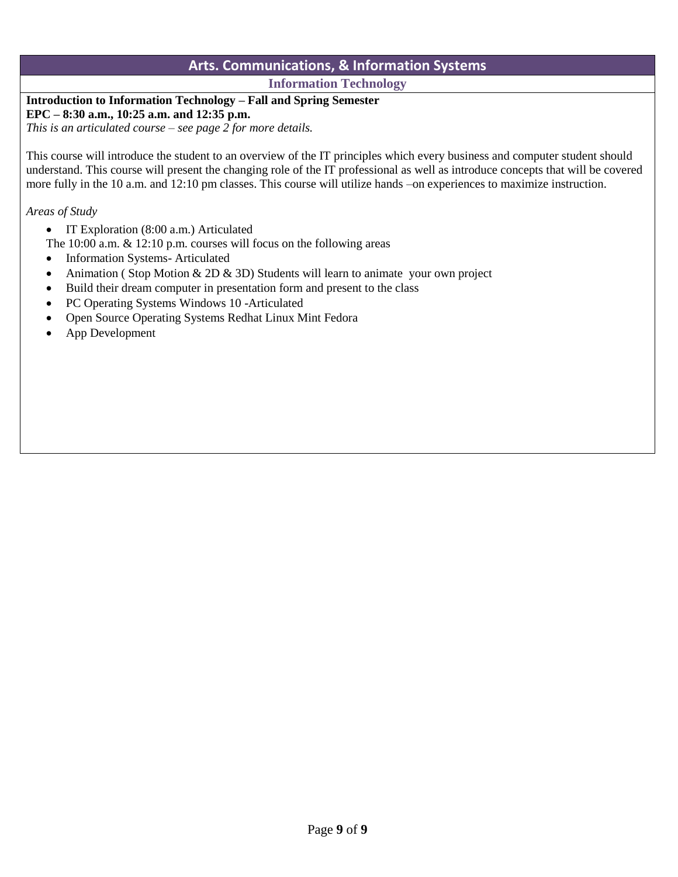## Arts. Communications, & Information Systems

### Information Technology

**Introduction to Information Technology – Fall and Spring Semester**
**EPC – 8:30 a.m., 10:25 a.m. and 12:35 p.m.**
*This is an articulated course – see page 2 for more details.*

This course will introduce the student to an overview of the IT principles which every business and computer student should understand. This course will present the changing role of the IT professional as well as introduce concepts that will be covered more fully in the 10 a.m. and 12:10 pm classes. This course will utilize hands –on experiences to maximize instruction.

*Areas of Study*

- IT Exploration (8:00 a.m.) Articulated

The 10:00 a.m. & 12:10 p.m. courses will focus on the following areas

- Information Systems- Articulated
- Animation ( Stop Motion & 2D & 3D) Students will learn to animate your own project
- Build their dream computer in presentation form and present to the class
- PC Operating Systems Windows 10 -Articulated
- Open Source Operating Systems Redhat Linux Mint Fedora
- App Development